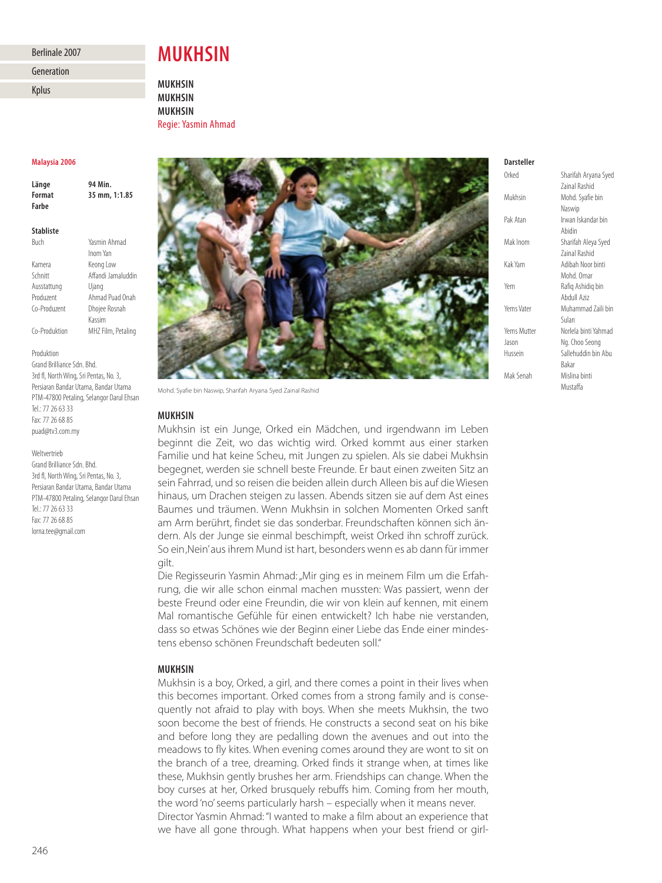Berlinale 2007

Generation

Kplus

# MUKHSIN

**MUKHSIN**
**MUKHSIN**
**MUKHSIN**
Regie: Yasmin Ahmad

**Malaysia 2006**

| | |
|---|---|
| **Länge** | **94 Min.** |
| **Format** | **35 mm, 1:1.85** |
| **Farbe** | |

**Stabliste**

| | |
|---|---|
| Buch | Yasmin Ahmad, Inom Yan |
| Kamera | Keong Low |
| Schnitt | Affandi Jamaluddin |
| Ausstattung | Ujang |
| Produzent | Ahmad Puad Onah |
| Co-Produzent | Dhojee Rosnah Kassim |
| Co-Produktion | MHZ Film, Petaling |

Produktion
Grand Brilliance Sdn. Bhd.
3rd fl, North Wing, Sri Pentas, No. 3,
Persiaran Bandar Utama, Bandar Utama
PTM-47800 Petaling, Selangor Darul Ehsan
Tel.: 77 26 63 33
Fax: 77 26 68 85
puad@tv3.com.my

Weltvertrieb
Grand Brilliance Sdn. Bhd.
3rd fl, North Wing, Sri Pentas, No. 3,
Persiaran Bandar Utama, Bandar Utama
PTM-47800 Petaling, Selangor Darul Ehsan
Tel.: 77 26 63 33
Fax: 77 26 68 85
lorna.tee@gmail.com

Mohd. Syafie bin Naswip, Sharifah Aryana Syed Zainal Rashid

**Darsteller**

| | |
|---|---|
| Orked | Sharifah Aryana Syed Zainal Rashid |
| Mukhsin | Mohd. Syafie bin Naswip |
| Pak Atan | Irwan Iskandar bin Abidin |
| Mak Inom | Sharifah Aleya Syed Zainal Rashid |
| Kak Yam | Adibah Noor binti Mohd. Omar |
| Yem | Rafiq Ashidiq bin Abdull Aziz |
| Yems Vater | Muhammad Zaili bin Sulan |
| Yems Mutter | Norlela binti Yahmad |
| Jason | Ng. Choo Seong |
| Hussein | Sallehuddin bin Abu Bakar |
| Mak Senah | Mislina binti Mustaffa |

## MUKHSIN

Mukhsin ist ein Junge, Orked ein Mädchen, und irgendwann im Leben beginnt die Zeit, wo das wichtig wird. Orked kommt aus einer starken Familie und hat keine Scheu, mit Jungen zu spielen. Als sie dabei Mukhsin begegnet, werden sie schnell beste Freunde. Er baut einen zweiten Sitz an sein Fahrrad, und so reisen die beiden allein durch Alleen bis auf die Wiesen hinaus, um Drachen steigen zu lassen. Abends sitzen sie auf dem Ast eines Baumes und träumen. Wenn Mukhsin in solchen Momenten Orked sanft am Arm berührt, findet sie das sonderbar. Freundschaften können sich ändern. Als der Junge sie einmal beschimpft, weist Orked ihn schroff zurück. So ein ‚Nein' aus ihrem Mund ist hart, besonders wenn es ab dann für immer gilt.

Die Regisseurin Yasmin Ahmad: „Mir ging es in meinem Film um die Erfahrung, die wir alle schon einmal machen mussten: Was passiert, wenn der beste Freund oder eine Freundin, die wir von klein auf kennen, mit einem Mal romantische Gefühle für einen entwickelt? Ich habe nie verstanden, dass so etwas Schönes wie der Beginn einer Liebe das Ende einer mindestens ebenso schönen Freundschaft bedeuten soll."

## MUKHSIN

Mukhsin is a boy, Orked, a girl, and there comes a point in their lives when this becomes important. Orked comes from a strong family and is consequently not afraid to play with boys. When she meets Mukhsin, the two soon become the best of friends. He constructs a second seat on his bike and before long they are pedalling down the avenues and out into the meadows to fly kites. When evening comes around they are wont to sit on the branch of a tree, dreaming. Orked finds it strange when, at times like these, Mukhsin gently brushes her arm. Friendships can change. When the boy curses at her, Orked brusquely rebuffs him. Coming from her mouth, the word 'no' seems particularly harsh – especially when it means never.

Director Yasmin Ahmad: "I wanted to make a film about an experience that we have all gone through. What happens when your best friend or girl-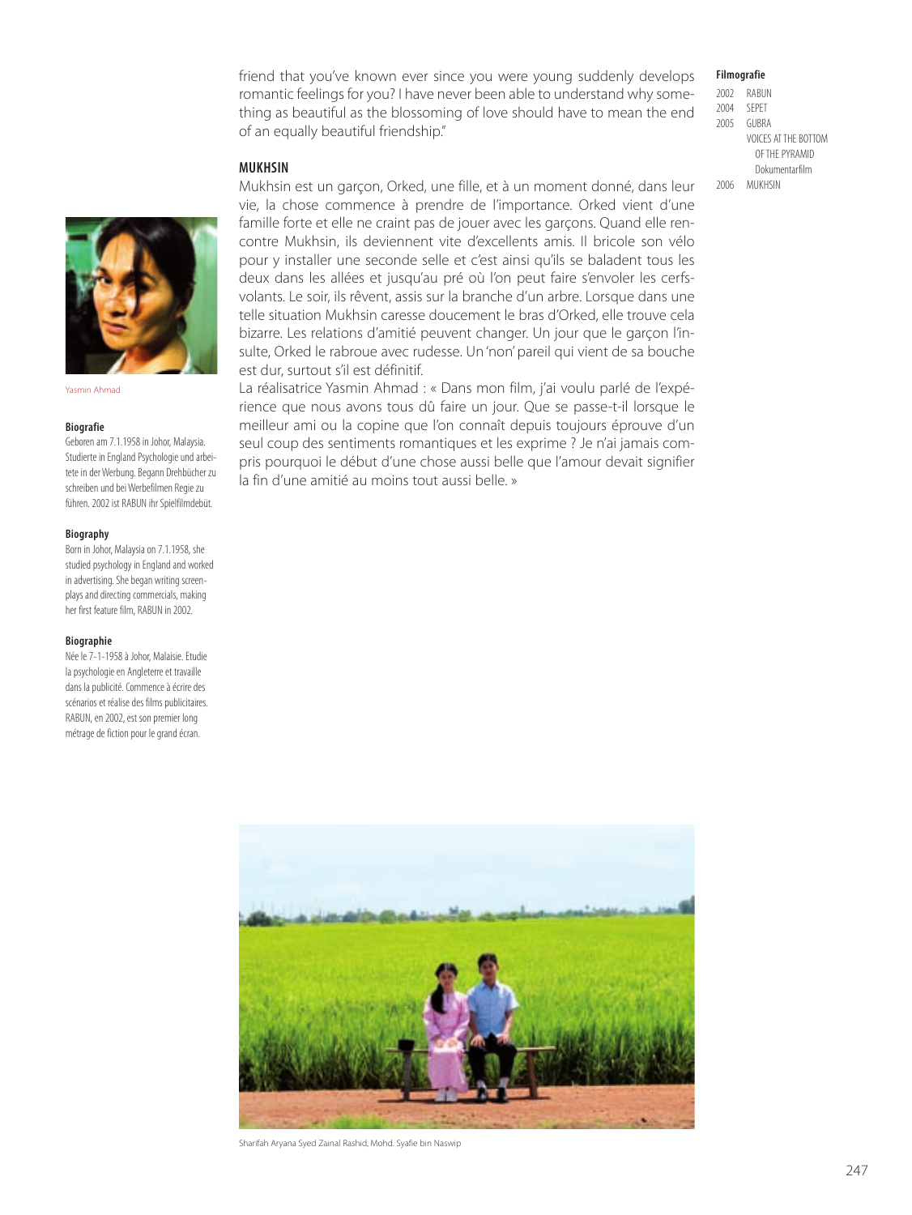friend that you've known ever since you were young suddenly develops romantic feelings for you? I have never been able to understand why something as beautiful as the blossoming of love should have to mean the end of an equally beautiful friendship."

## MUKHSIN

Mukhsin est un garçon, Orked, une fille, et à un moment donné, dans leur vie, la chose commence à prendre de l'importance. Orked vient d'une famille forte et elle ne craint pas de jouer avec les garçons. Quand elle rencontre Mukhsin, ils deviennent vite d'excellents amis. Il bricole son vélo pour y installer une seconde selle et c'est ainsi qu'ils se baladent tous les deux dans les allées et jusqu'au pré où l'on peut faire s'envoler les cerfs-volants. Le soir, ils rêvent, assis sur la branche d'un arbre. Lorsque dans une telle situation Mukhsin caresse doucement le bras d'Orked, elle trouve cela bizarre. Les relations d'amitié peuvent changer. Un jour que le garçon l'insulte, Orked le rabroue avec rudesse. Un 'non' pareil qui vient de sa bouche est dur, surtout s'il est définitif.

La réalisatrice Yasmin Ahmad : « Dans mon film, j'ai voulu parlé de l'expérience que nous avons tous dû faire un jour. Que se passe-t-il lorsque le meilleur ami ou la copine que l'on connaît depuis toujours éprouve d'un seul coup des sentiments romantiques et les exprime ? Je n'ai jamais compris pourquoi le début d'une chose aussi belle que l'amour devait signifier la fin d'une amitié au moins tout aussi belle. »

Yasmin Ahmad

**Biografie**

Geboren am 7.1.1958 in Johor, Malaysia. Studierte in England Psychologie und arbeitete in der Werbung. Begann Drehbücher zu schreiben und bei Werbefilmen Regie zu führen. 2002 ist RABUN ihr Spielfilmdebüt.

**Biography**

Born in Johor, Malaysia on 7.1.1958, she studied psychology in England and worked in advertising. She began writing screenplays and directing commercials, making her first feature film, RABUN in 2002.

**Biographie**

Née le 7-1-1958 à Johor, Malaisie. Etudie la psychologie en Angleterre et travaille dans la publicité. Commence à écrire des scénarios et réalise des films publicitaires. RABUN, en 2002, est son premier long métrage de fiction pour le grand écran.

**Filmografie**

2002 RABUN
2004 SEPET
2005 GUBRA
VOICES AT THE BOTTOM OF THE PYRAMID Dokumentarfilm
2006 MUKHSIN

Sharifah Aryana Syed Zainal Rashid, Mohd. Syafie bin Naswip